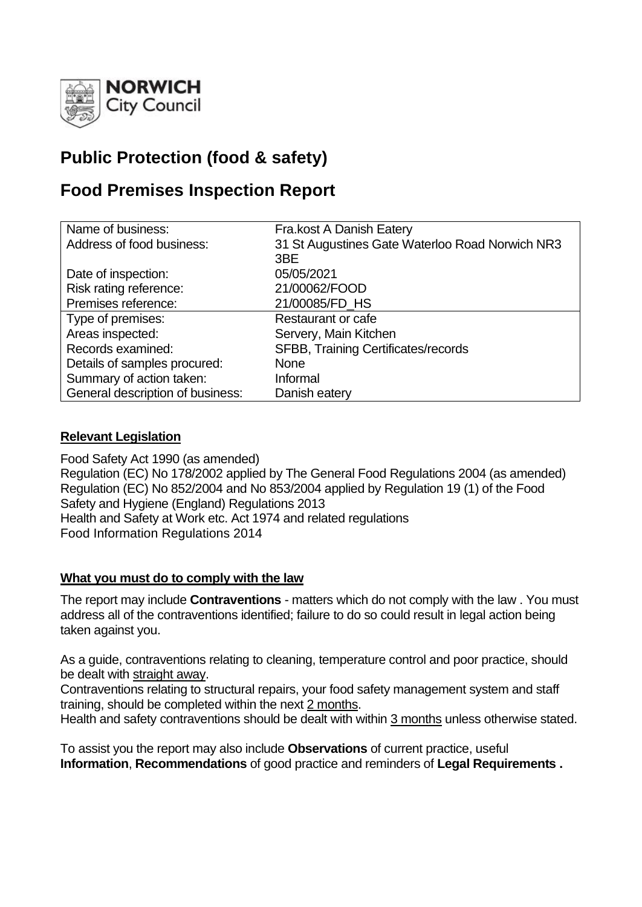**NORWICH** City Council

# Public Protection (food & safety)

# Food Premises Inspection Report

| Name of business: | Fra.kost A Danish Eatery |
|---|---|
| Address of food business: | 31 St Augustines Gate Waterloo Road Norwich NR3 3BE |
| Date of inspection: | 05/05/2021 |
| Risk rating reference: | 21/00062/FOOD |
| Premises reference: | 21/00085/FD_HS |
| Type of premises: | Restaurant or cafe |
| Areas inspected: | Servery, Main Kitchen |
| Records examined: | SFBB, Training Certificates/records |
| Details of samples procured: | None |
| Summary of action taken: | Informal |
| General description of business: | Danish eatery |

## Relevant Legislation

Food Safety Act 1990 (as amended)
Regulation (EC) No 178/2002 applied by The General Food Regulations 2004 (as amended)
Regulation (EC) No 852/2004 and No 853/2004 applied by Regulation 19 (1) of the Food Safety and Hygiene (England) Regulations 2013
Health and Safety at Work etc. Act 1974 and related regulations
Food Information Regulations 2014

## What you must do to comply with the law

The report may include **Contraventions** - matters which do not comply with the law . You must address all of the contraventions identified; failure to do so could result in legal action being taken against you.

As a guide, contraventions relating to cleaning, temperature control and poor practice, should be dealt with straight away.
Contraventions relating to structural repairs, your food safety management system and staff training, should be completed within the next 2 months.
Health and safety contraventions should be dealt with within 3 months unless otherwise stated.

To assist you the report may also include **Observations** of current practice, useful **Information**, **Recommendations** of good practice and reminders of **Legal Requirements .**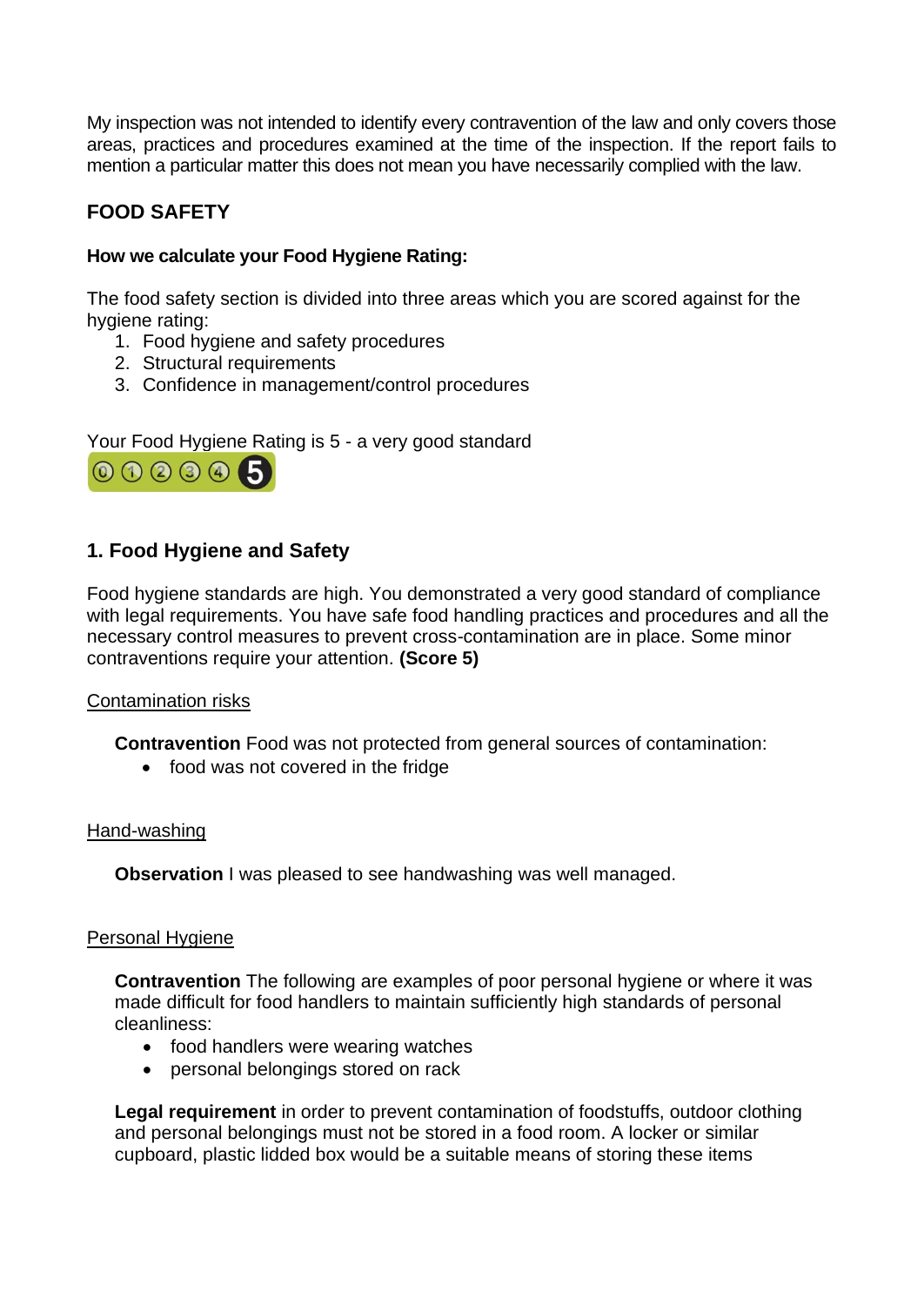My inspection was not intended to identify every contravention of the law and only covers those areas, practices and procedures examined at the time of the inspection. If the report fails to mention a particular matter this does not mean you have necessarily complied with the law.

## FOOD SAFETY

**How we calculate your Food Hygiene Rating:**

The food safety section is divided into three areas which you are scored against for the hygiene rating:

1. Food hygiene and safety procedures
2. Structural requirements
3. Confidence in management/control procedures

Your Food Hygiene Rating is 5 - a very good standard

## 1. Food Hygiene and Safety

Food hygiene standards are high. You demonstrated a very good standard of compliance with legal requirements. You have safe food handling practices and procedures and all the necessary control measures to prevent cross-contamination are in place. Some minor contraventions require your attention. **(Score 5)**

Contamination risks

**Contravention** Food was not protected from general sources of contamination:

- food was not covered in the fridge

Hand-washing

**Observation** I was pleased to see handwashing was well managed.

Personal Hygiene

**Contravention** The following are examples of poor personal hygiene or where it was made difficult for food handlers to maintain sufficiently high standards of personal cleanliness:

- food handlers were wearing watches
- personal belongings stored on rack

**Legal requirement** in order to prevent contamination of foodstuffs, outdoor clothing and personal belongings must not be stored in a food room. A locker or similar cupboard, plastic lidded box would be a suitable means of storing these items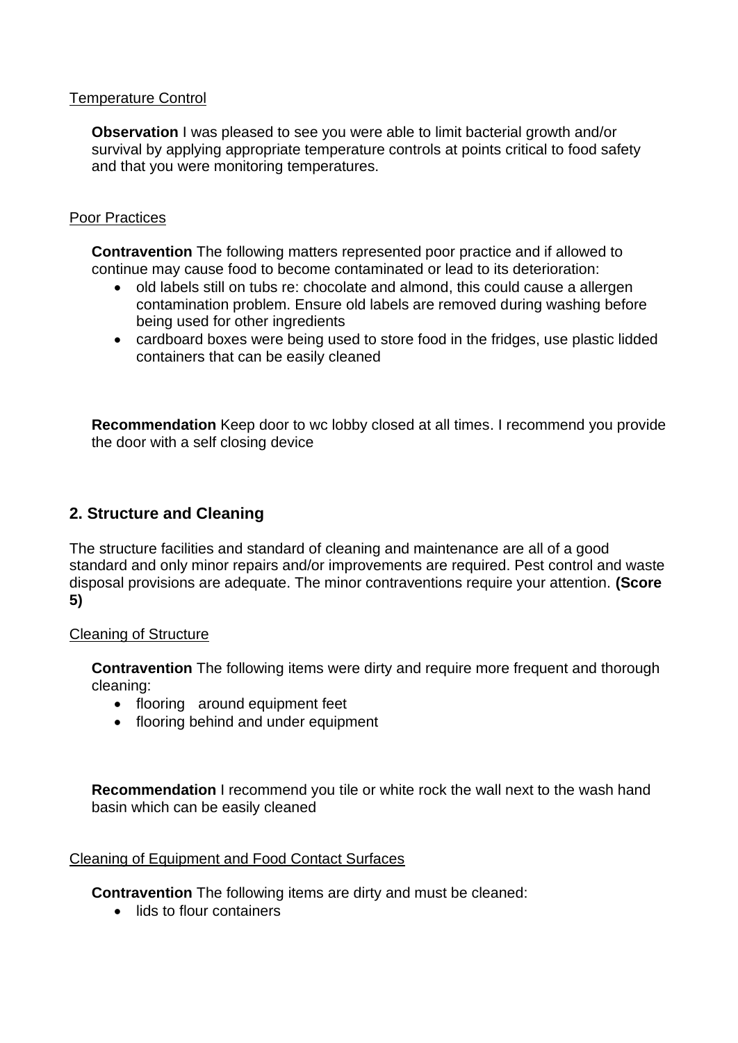Temperature Control

**Observation** I was pleased to see you were able to limit bacterial growth and/or survival by applying appropriate temperature controls at points critical to food safety and that you were monitoring temperatures.

Poor Practices

**Contravention** The following matters represented poor practice and if allowed to continue may cause food to become contaminated or lead to its deterioration:

- old labels still on tubs re: chocolate and almond, this could cause a allergen contamination problem. Ensure old labels are removed during washing before being used for other ingredients
- cardboard boxes were being used to store food in the fridges, use plastic lidded containers that can be easily cleaned

**Recommendation** Keep door to wc lobby closed at all times. I recommend you provide the door with a self closing device

## 2. Structure and Cleaning

The structure facilities and standard of cleaning and maintenance are all of a good standard and only minor repairs and/or improvements are required. Pest control and waste disposal provisions are adequate. The minor contraventions require your attention. **(Score 5)**

Cleaning of Structure

**Contravention** The following items were dirty and require more frequent and thorough cleaning:

- flooring around equipment feet
- flooring behind and under equipment

**Recommendation** I recommend you tile or white rock the wall next to the wash hand basin which can be easily cleaned

Cleaning of Equipment and Food Contact Surfaces

**Contravention** The following items are dirty and must be cleaned:

- lids to flour containers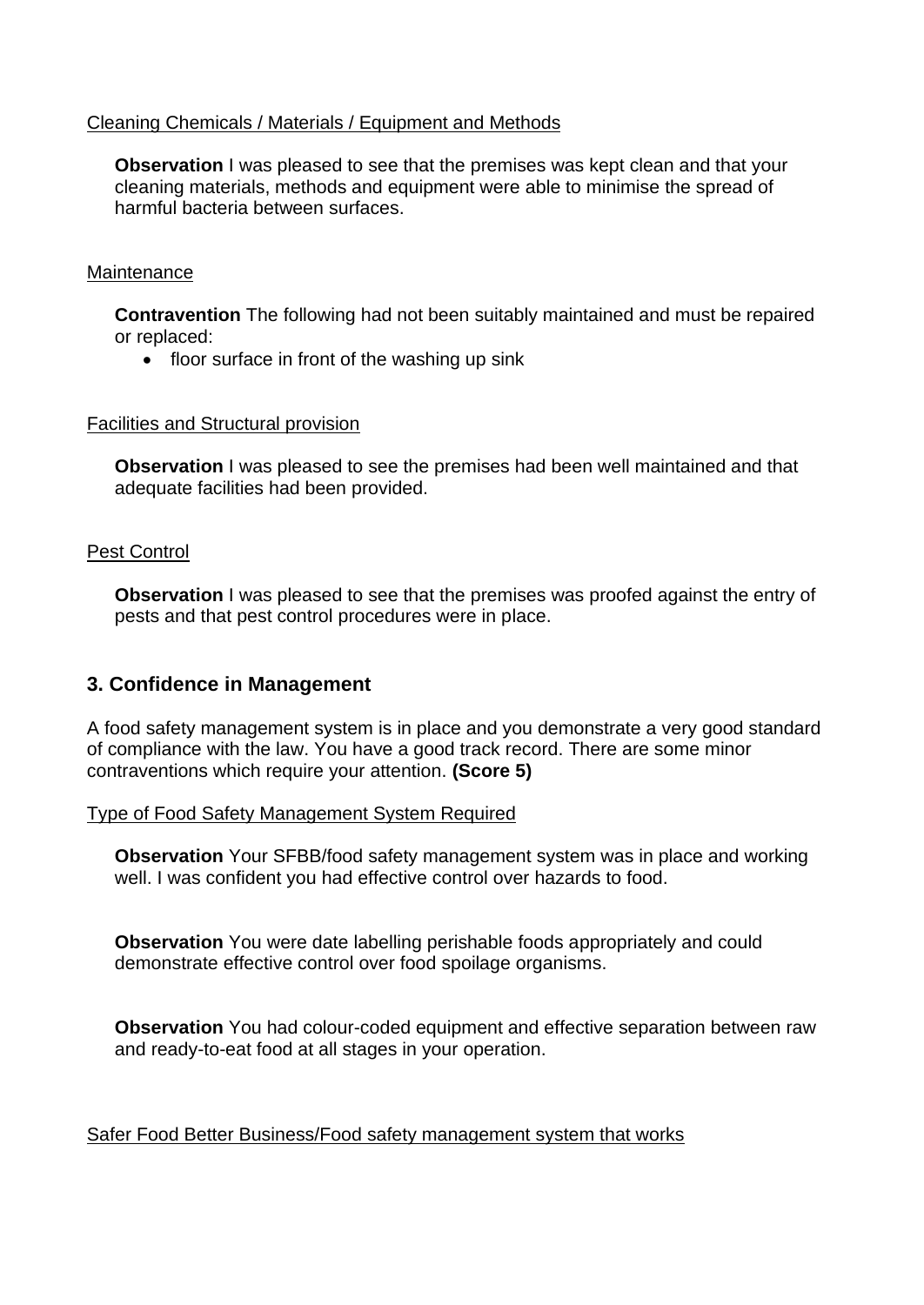Cleaning Chemicals / Materials / Equipment and Methods

**Observation** I was pleased to see that the premises was kept clean and that your cleaning materials, methods and equipment were able to minimise the spread of harmful bacteria between surfaces.

Maintenance

**Contravention** The following had not been suitably maintained and must be repaired or replaced:

- floor surface in front of the washing up sink

Facilities and Structural provision

**Observation** I was pleased to see the premises had been well maintained and that adequate facilities had been provided.

Pest Control

**Observation** I was pleased to see that the premises was proofed against the entry of pests and that pest control procedures were in place.

## 3. Confidence in Management

A food safety management system is in place and you demonstrate a very good standard of compliance with the law. You have a good track record. There are some minor contraventions which require your attention. **(Score 5)**

Type of Food Safety Management System Required

**Observation** Your SFBB/food safety management system was in place and working well. I was confident you had effective control over hazards to food.

**Observation** You were date labelling perishable foods appropriately and could demonstrate effective control over food spoilage organisms.

**Observation** You had colour-coded equipment and effective separation between raw and ready-to-eat food at all stages in your operation.

Safer Food Better Business/Food safety management system that works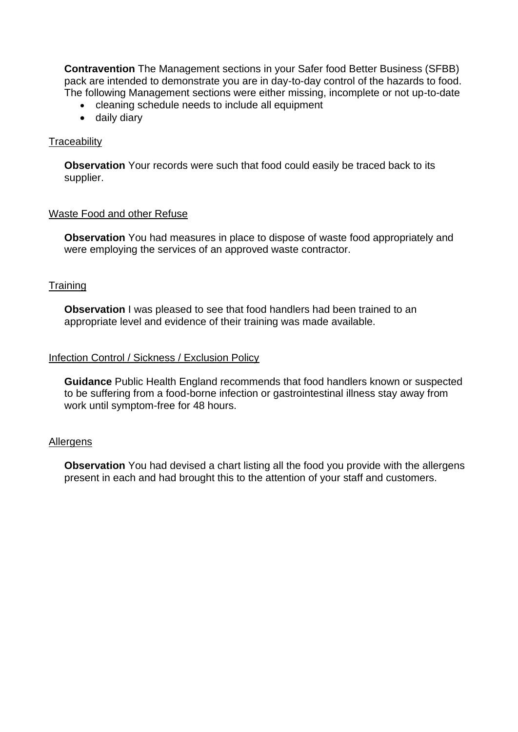**Contravention** The Management sections in your Safer food Better Business (SFBB) pack are intended to demonstrate you are in day-to-day control of the hazards to food. The following Management sections were either missing, incomplete or not up-to-date

- cleaning schedule needs to include all equipment
- daily diary

Traceability

**Observation** Your records were such that food could easily be traced back to its supplier.

Waste Food and other Refuse

**Observation** You had measures in place to dispose of waste food appropriately and were employing the services of an approved waste contractor.

Training

**Observation** I was pleased to see that food handlers had been trained to an appropriate level and evidence of their training was made available.

Infection Control / Sickness / Exclusion Policy

**Guidance** Public Health England recommends that food handlers known or suspected to be suffering from a food-borne infection or gastrointestinal illness stay away from work until symptom-free for 48 hours.

Allergens

**Observation** You had devised a chart listing all the food you provide with the allergens present in each and had brought this to the attention of your staff and customers.